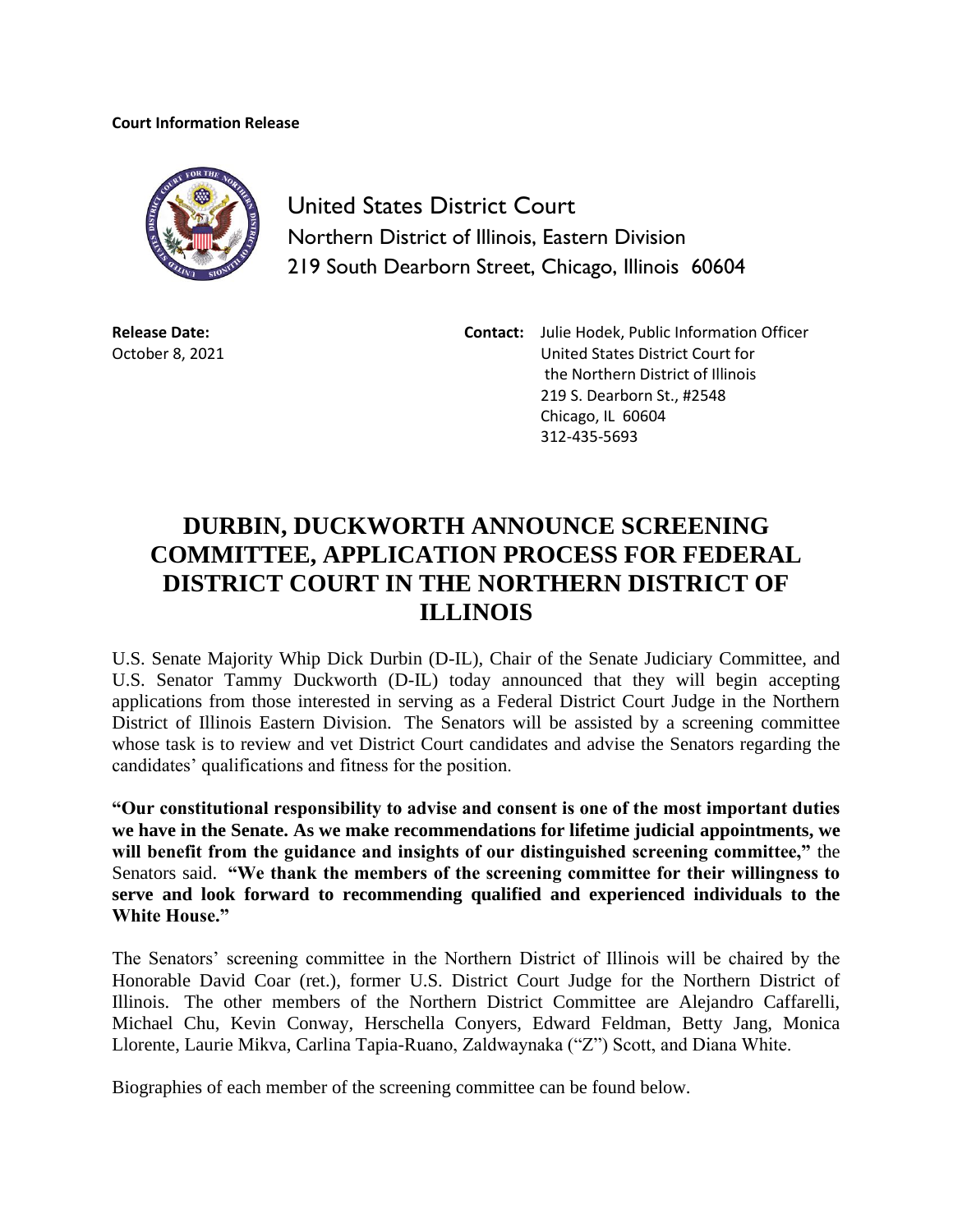**Court Information Release**

United States District Court
Northern District of Illinois, Eastern Division
219 South Dearborn Street, Chicago, Illinois 60604

**Release Date:**
October 8, 2021

**Contact:** Julie Hodek, Public Information Officer
United States District Court for
the Northern District of Illinois
219 S. Dearborn St., #2548
Chicago, IL 60604
312-435-5693

# DURBIN, DUCKWORTH ANNOUNCE SCREENING COMMITTEE, APPLICATION PROCESS FOR FEDERAL DISTRICT COURT IN THE NORTHERN DISTRICT OF ILLINOIS

U.S. Senate Majority Whip Dick Durbin (D-IL), Chair of the Senate Judiciary Committee, and U.S. Senator Tammy Duckworth (D-IL) today announced that they will begin accepting applications from those interested in serving as a Federal District Court Judge in the Northern District of Illinois Eastern Division. The Senators will be assisted by a screening committee whose task is to review and vet District Court candidates and advise the Senators regarding the candidates' qualifications and fitness for the position.

**"Our constitutional responsibility to advise and consent is one of the most important duties we have in the Senate. As we make recommendations for lifetime judicial appointments, we will benefit from the guidance and insights of our distinguished screening committee,"** the Senators said. **"We thank the members of the screening committee for their willingness to serve and look forward to recommending qualified and experienced individuals to the White House."**

The Senators' screening committee in the Northern District of Illinois will be chaired by the Honorable David Coar (ret.), former U.S. District Court Judge for the Northern District of Illinois. The other members of the Northern District Committee are Alejandro Caffarelli, Michael Chu, Kevin Conway, Herschella Conyers, Edward Feldman, Betty Jang, Monica Llorente, Laurie Mikva, Carlina Tapia-Ruano, Zaldwaynaka ("Z") Scott, and Diana White.

Biographies of each member of the screening committee can be found below.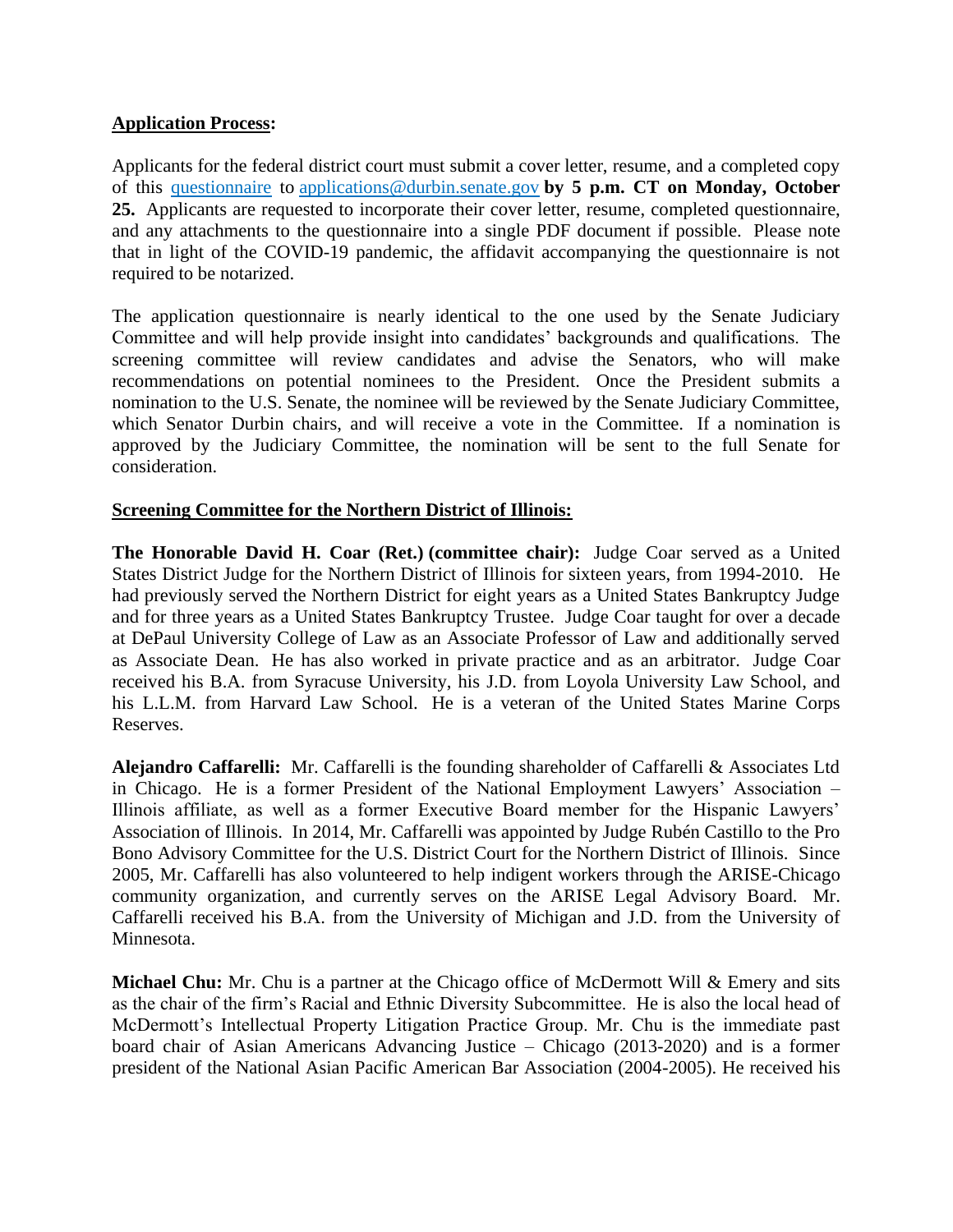**Application Process:**

Applicants for the federal district court must submit a cover letter, resume, and a completed copy of this [questionnaire](questionnaire) to [applications@durbin.senate.gov](mailto:applications@durbin.senate.gov) **by 5 p.m. CT on Monday, October 25.** Applicants are requested to incorporate their cover letter, resume, completed questionnaire, and any attachments to the questionnaire into a single PDF document if possible. Please note that in light of the COVID-19 pandemic, the affidavit accompanying the questionnaire is not required to be notarized.

The application questionnaire is nearly identical to the one used by the Senate Judiciary Committee and will help provide insight into candidates' backgrounds and qualifications. The screening committee will review candidates and advise the Senators, who will make recommendations on potential nominees to the President. Once the President submits a nomination to the U.S. Senate, the nominee will be reviewed by the Senate Judiciary Committee, which Senator Durbin chairs, and will receive a vote in the Committee. If a nomination is approved by the Judiciary Committee, the nomination will be sent to the full Senate for consideration.

**Screening Committee for the Northern District of Illinois:**

**The Honorable David H. Coar (Ret.) (committee chair):** Judge Coar served as a United States District Judge for the Northern District of Illinois for sixteen years, from 1994-2010. He had previously served the Northern District for eight years as a United States Bankruptcy Judge and for three years as a United States Bankruptcy Trustee. Judge Coar taught for over a decade at DePaul University College of Law as an Associate Professor of Law and additionally served as Associate Dean. He has also worked in private practice and as an arbitrator. Judge Coar received his B.A. from Syracuse University, his J.D. from Loyola University Law School, and his L.L.M. from Harvard Law School. He is a veteran of the United States Marine Corps Reserves.

**Alejandro Caffarelli:** Mr. Caffarelli is the founding shareholder of Caffarelli & Associates Ltd in Chicago. He is a former President of the National Employment Lawyers' Association – Illinois affiliate, as well as a former Executive Board member for the Hispanic Lawyers' Association of Illinois. In 2014, Mr. Caffarelli was appointed by Judge Rubén Castillo to the Pro Bono Advisory Committee for the U.S. District Court for the Northern District of Illinois. Since 2005, Mr. Caffarelli has also volunteered to help indigent workers through the ARISE-Chicago community organization, and currently serves on the ARISE Legal Advisory Board. Mr. Caffarelli received his B.A. from the University of Michigan and J.D. from the University of Minnesota.

**Michael Chu:** Mr. Chu is a partner at the Chicago office of McDermott Will & Emery and sits as the chair of the firm's Racial and Ethnic Diversity Subcommittee. He is also the local head of McDermott's Intellectual Property Litigation Practice Group. Mr. Chu is the immediate past board chair of Asian Americans Advancing Justice – Chicago (2013-2020) and is a former president of the National Asian Pacific American Bar Association (2004-2005). He received his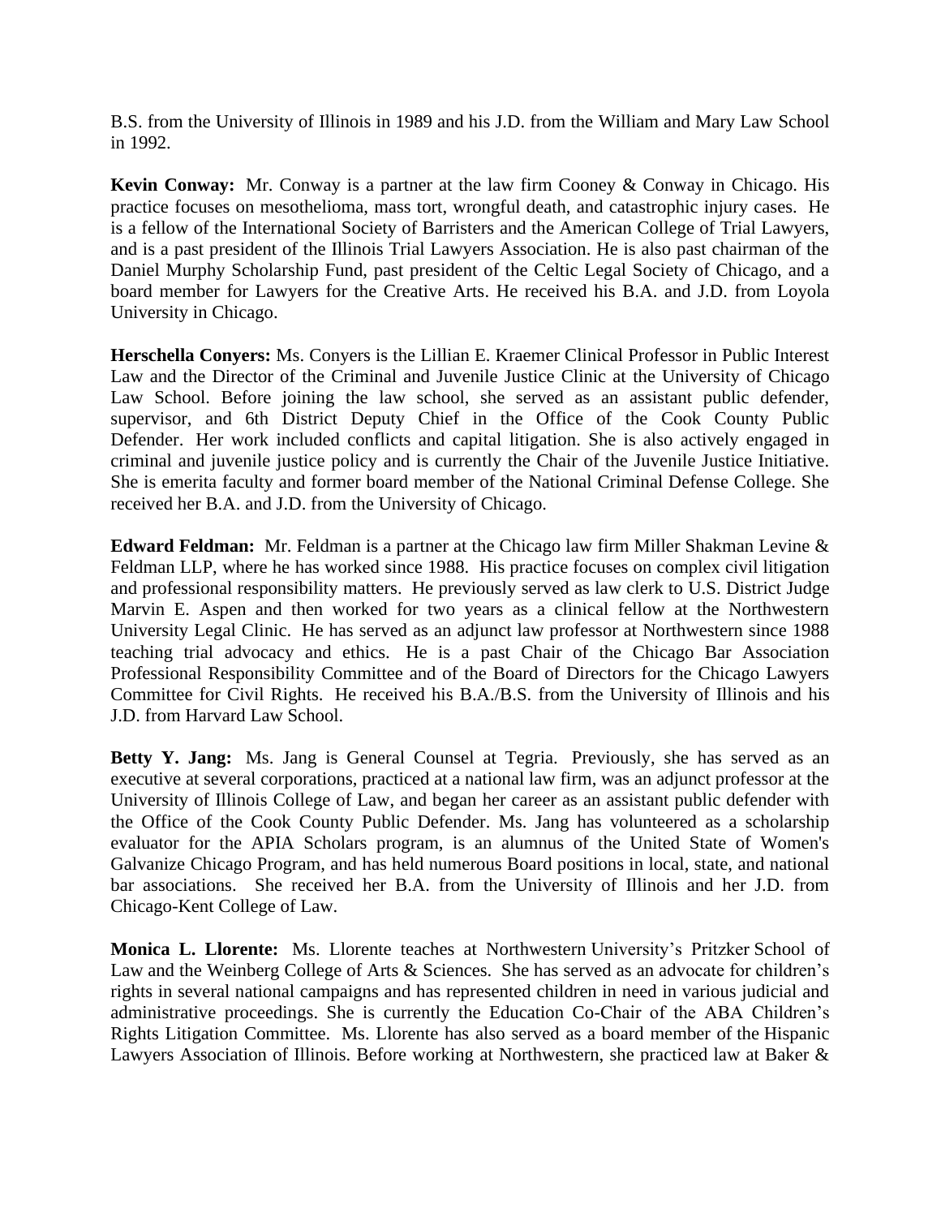B.S. from the University of Illinois in 1989 and his J.D. from the William and Mary Law School in 1992.

**Kevin Conway:** Mr. Conway is a partner at the law firm Cooney & Conway in Chicago. His practice focuses on mesothelioma, mass tort, wrongful death, and catastrophic injury cases. He is a fellow of the International Society of Barristers and the American College of Trial Lawyers, and is a past president of the Illinois Trial Lawyers Association. He is also past chairman of the Daniel Murphy Scholarship Fund, past president of the Celtic Legal Society of Chicago, and a board member for Lawyers for the Creative Arts. He received his B.A. and J.D. from Loyola University in Chicago.

**Herschella Conyers:** Ms. Conyers is the Lillian E. Kraemer Clinical Professor in Public Interest Law and the Director of the Criminal and Juvenile Justice Clinic at the University of Chicago Law School. Before joining the law school, she served as an assistant public defender, supervisor, and 6th District Deputy Chief in the Office of the Cook County Public Defender. Her work included conflicts and capital litigation. She is also actively engaged in criminal and juvenile justice policy and is currently the Chair of the Juvenile Justice Initiative. She is emerita faculty and former board member of the National Criminal Defense College. She received her B.A. and J.D. from the University of Chicago.

**Edward Feldman:** Mr. Feldman is a partner at the Chicago law firm Miller Shakman Levine & Feldman LLP, where he has worked since 1988. His practice focuses on complex civil litigation and professional responsibility matters. He previously served as law clerk to U.S. District Judge Marvin E. Aspen and then worked for two years as a clinical fellow at the Northwestern University Legal Clinic. He has served as an adjunct law professor at Northwestern since 1988 teaching trial advocacy and ethics. He is a past Chair of the Chicago Bar Association Professional Responsibility Committee and of the Board of Directors for the Chicago Lawyers Committee for Civil Rights. He received his B.A./B.S. from the University of Illinois and his J.D. from Harvard Law School.

**Betty Y. Jang:** Ms. Jang is General Counsel at Tegria. Previously, she has served as an executive at several corporations, practiced at a national law firm, was an adjunct professor at the University of Illinois College of Law, and began her career as an assistant public defender with the Office of the Cook County Public Defender. Ms. Jang has volunteered as a scholarship evaluator for the APIA Scholars program, is an alumnus of the United State of Women's Galvanize Chicago Program, and has held numerous Board positions in local, state, and national bar associations. She received her B.A. from the University of Illinois and her J.D. from Chicago-Kent College of Law.

**Monica L. Llorente:** Ms. Llorente teaches at Northwestern University's Pritzker School of Law and the Weinberg College of Arts & Sciences. She has served as an advocate for children's rights in several national campaigns and has represented children in need in various judicial and administrative proceedings. She is currently the Education Co-Chair of the ABA Children's Rights Litigation Committee. Ms. Llorente has also served as a board member of the Hispanic Lawyers Association of Illinois. Before working at Northwestern, she practiced law at Baker &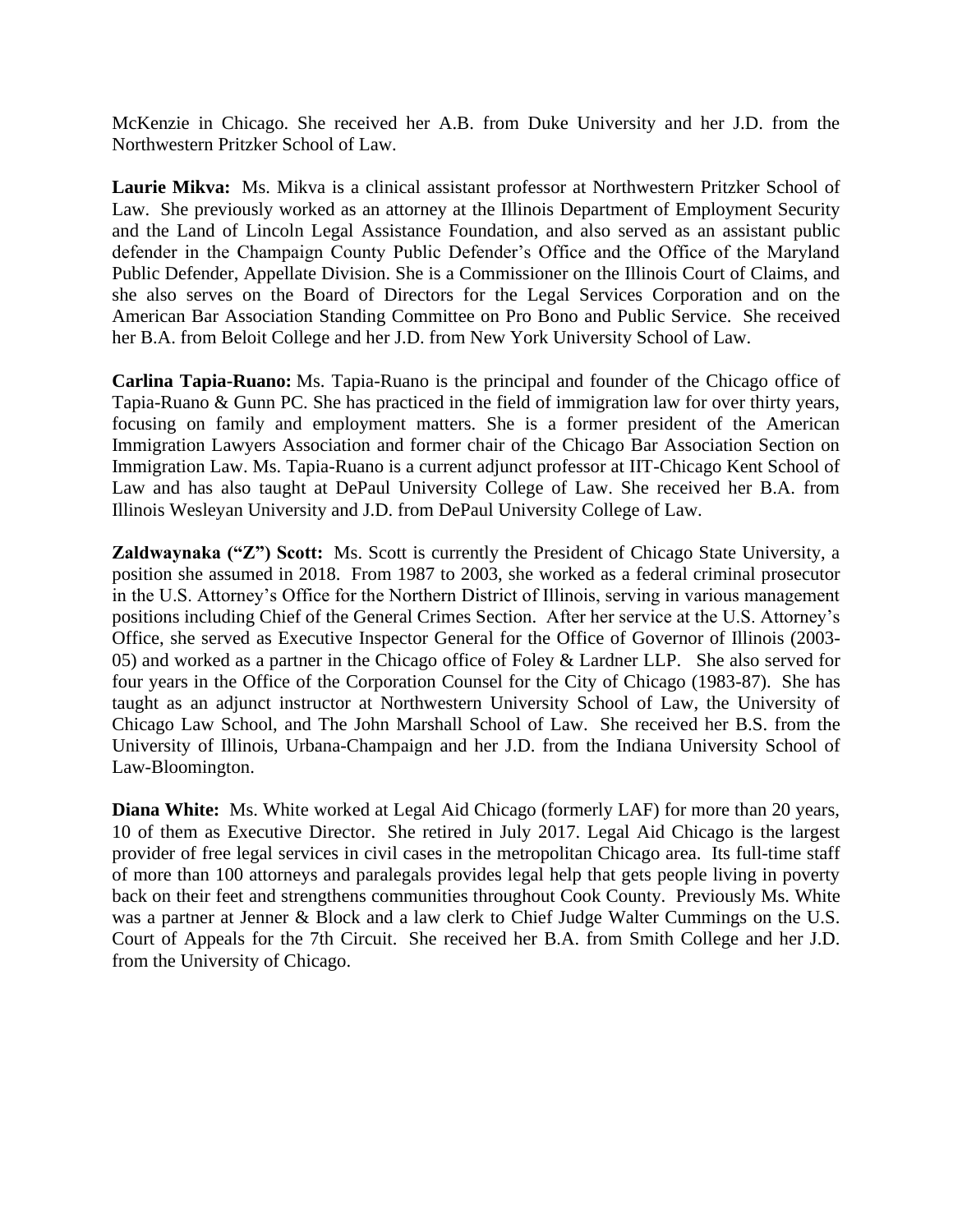McKenzie in Chicago. She received her A.B. from Duke University and her J.D. from the Northwestern Pritzker School of Law.

**Laurie Mikva:** Ms. Mikva is a clinical assistant professor at Northwestern Pritzker School of Law. She previously worked as an attorney at the Illinois Department of Employment Security and the Land of Lincoln Legal Assistance Foundation, and also served as an assistant public defender in the Champaign County Public Defender's Office and the Office of the Maryland Public Defender, Appellate Division. She is a Commissioner on the Illinois Court of Claims, and she also serves on the Board of Directors for the Legal Services Corporation and on the American Bar Association Standing Committee on Pro Bono and Public Service. She received her B.A. from Beloit College and her J.D. from New York University School of Law.

**Carlina Tapia-Ruano:** Ms. Tapia-Ruano is the principal and founder of the Chicago office of Tapia-Ruano & Gunn PC. She has practiced in the field of immigration law for over thirty years, focusing on family and employment matters. She is a former president of the American Immigration Lawyers Association and former chair of the Chicago Bar Association Section on Immigration Law. Ms. Tapia-Ruano is a current adjunct professor at IIT-Chicago Kent School of Law and has also taught at DePaul University College of Law. She received her B.A. from Illinois Wesleyan University and J.D. from DePaul University College of Law.

**Zaldwaynaka ("Z") Scott:** Ms. Scott is currently the President of Chicago State University, a position she assumed in 2018. From 1987 to 2003, she worked as a federal criminal prosecutor in the U.S. Attorney's Office for the Northern District of Illinois, serving in various management positions including Chief of the General Crimes Section. After her service at the U.S. Attorney's Office, she served as Executive Inspector General for the Office of Governor of Illinois (2003-05) and worked as a partner in the Chicago office of Foley & Lardner LLP. She also served for four years in the Office of the Corporation Counsel for the City of Chicago (1983-87). She has taught as an adjunct instructor at Northwestern University School of Law, the University of Chicago Law School, and The John Marshall School of Law. She received her B.S. from the University of Illinois, Urbana-Champaign and her J.D. from the Indiana University School of Law-Bloomington.

**Diana White:** Ms. White worked at Legal Aid Chicago (formerly LAF) for more than 20 years, 10 of them as Executive Director. She retired in July 2017. Legal Aid Chicago is the largest provider of free legal services in civil cases in the metropolitan Chicago area. Its full-time staff of more than 100 attorneys and paralegals provides legal help that gets people living in poverty back on their feet and strengthens communities throughout Cook County. Previously Ms. White was a partner at Jenner & Block and a law clerk to Chief Judge Walter Cummings on the U.S. Court of Appeals for the 7th Circuit. She received her B.A. from Smith College and her J.D. from the University of Chicago.